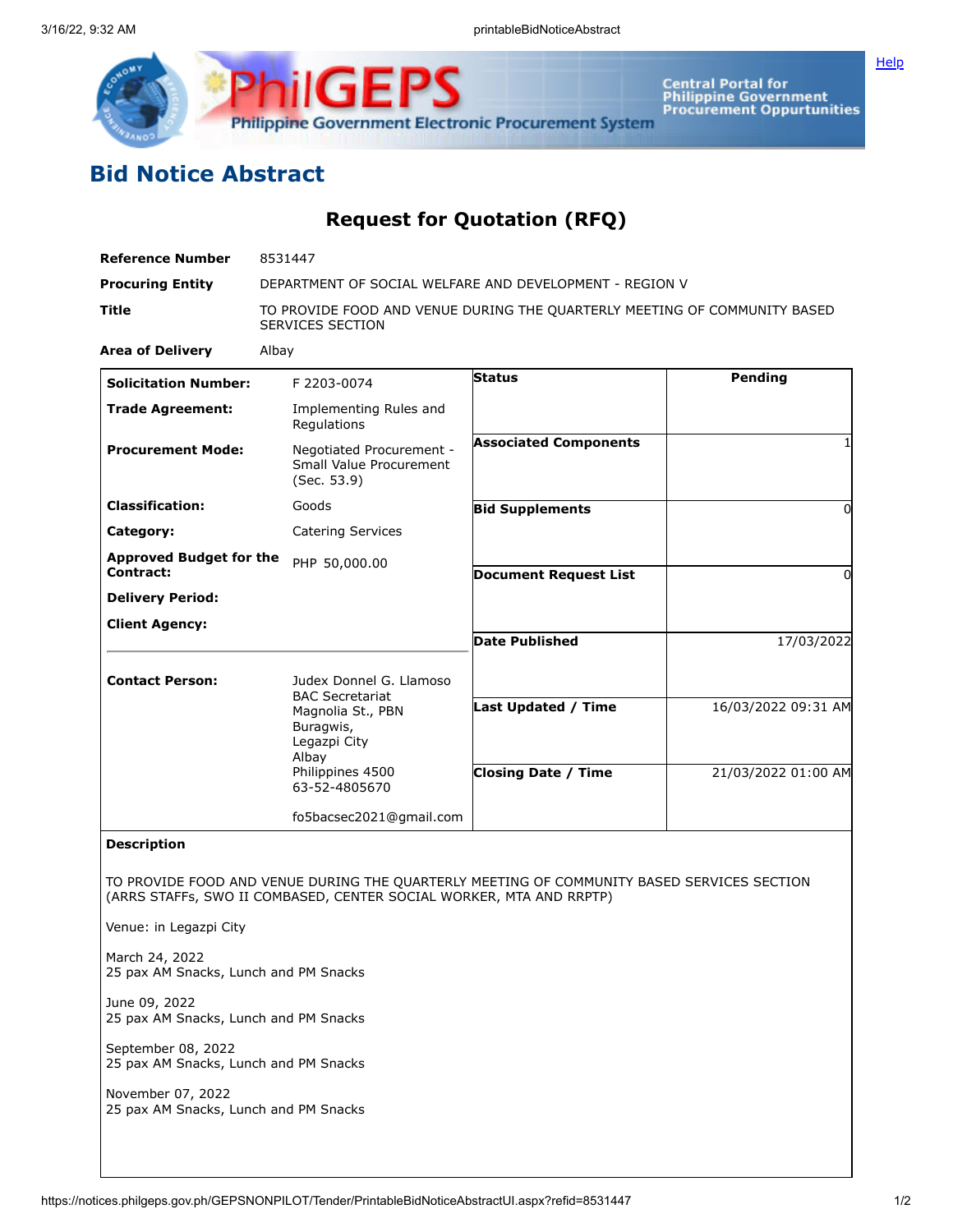# Bid Notice Abstract

## Request for Quotation (RFQ)

| | |
|---|---|
| **Reference Number** | 8531447 |
| **Procuring Entity** | DEPARTMENT OF SOCIAL WELFARE AND DEVELOPMENT - REGION V |
| **Title** | TO PROVIDE FOOD AND VENUE DURING THE QUARTERLY MEETING OF COMMUNITY BASED SERVICES SECTION |
| **Area of Delivery** | Albay |

| | | | |
|---|---|---|---|
| **Solicitation Number:** | F 2203-0074 | **Status** | Pending |
| **Trade Agreement:** | Implementing Rules and Regulations | | |
| **Procurement Mode:** | Negotiated Procurement - Small Value Procurement (Sec. 53.9) | **Associated Components** | 1 |
| **Classification:** | Goods | **Bid Supplements** | 0 |
| **Category:** | Catering Services | | |
| **Approved Budget for the Contract:** | PHP 50,000.00 | **Document Request List** | 0 |
| **Delivery Period:** | | | |
| **Client Agency:** | | **Date Published** | 17/03/2022 |
| **Contact Person:** | Judex Donnel G. Llamoso<br>BAC Secretariat<br>Magnolia St., PBN<br>Buragwis,<br>Legazpi City<br>Albay<br>Philippines 4500<br>63-52-4805670<br><br>fo5bacsec2021@gmail.com | **Last Updated / Time** | 16/03/2022 09:31 AM |
| | | **Closing Date / Time** | 21/03/2022 01:00 AM |

**Description**

TO PROVIDE FOOD AND VENUE DURING THE QUARTERLY MEETING OF COMMUNITY BASED SERVICES SECTION (ARRS STAFFs, SWO II COMBASED, CENTER SOCIAL WORKER, MTA AND RRPTP)

Venue: in Legazpi City

March 24, 2022
25 pax AM Snacks, Lunch and PM Snacks

June 09, 2022
25 pax AM Snacks, Lunch and PM Snacks

September 08, 2022
25 pax AM Snacks, Lunch and PM Snacks

November 07, 2022
25 pax AM Snacks, Lunch and PM Snacks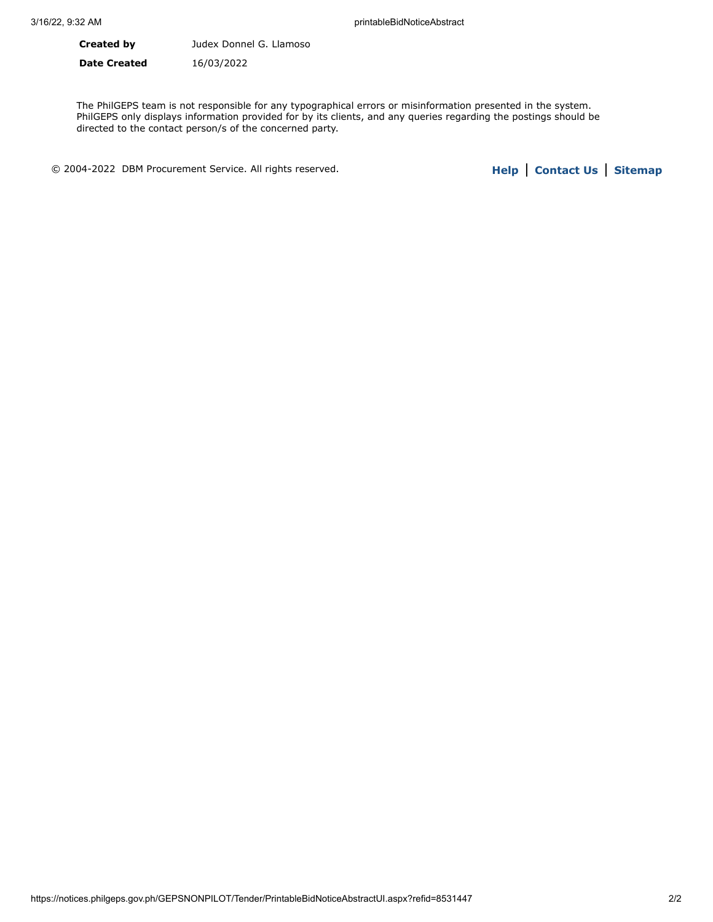| | |
|---|---|
| **Created by** | Judex Donnel G. Llamoso |
| **Date Created** | 16/03/2022 |

The PhilGEPS team is not responsible for any typographical errors or misinformation presented in the system. PhilGEPS only displays information provided for by its clients, and any queries regarding the postings should be directed to the contact person/s of the concerned party.

© 2004-2022 DBM Procurement Service. All rights reserved.

**Help** | **Contact Us** | **Sitemap**